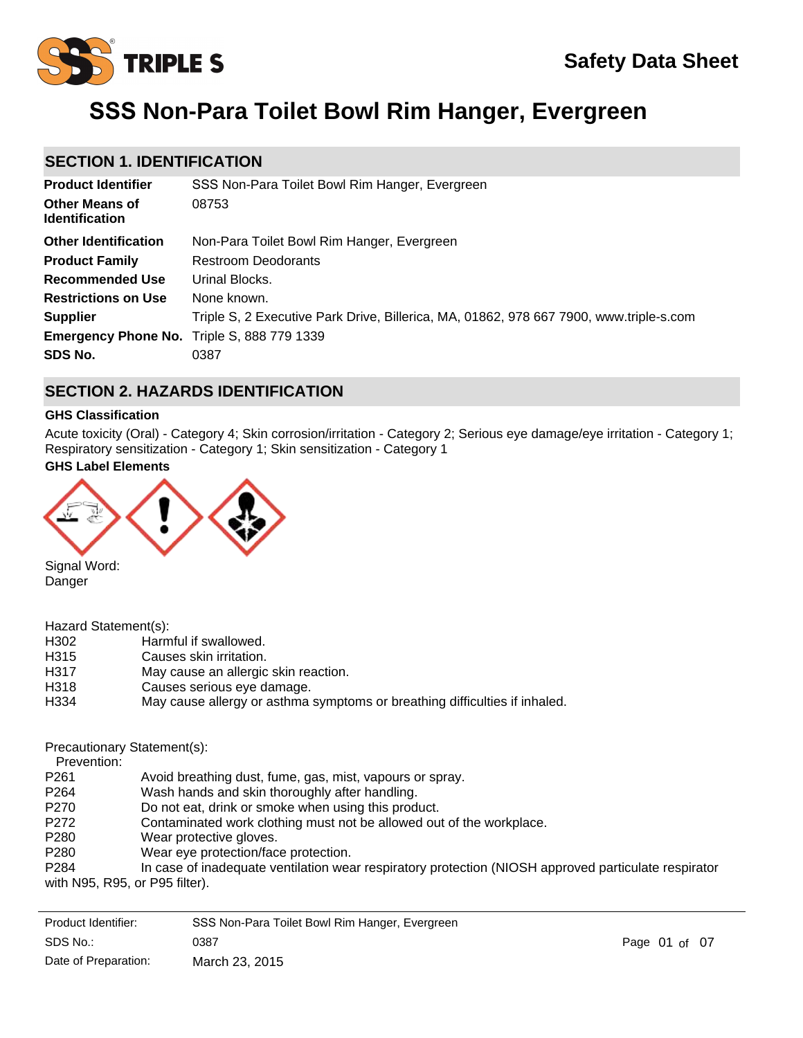# SSS Non-Para Toilet Bowl Rim Hanger, Evergreen

Safety Data Sheet

## SECTION 1. IDENTIFICATION

| | |
|---|---|
| **Product Identifier** | SSS Non-Para Toilet Bowl Rim Hanger, Evergreen |
| **Other Means of Identification** | 08753 |
| **Other Identification** | Non-Para Toilet Bowl Rim Hanger, Evergreen |
| **Product Family** | Restroom Deodorants |
| **Recommended Use** | Urinal Blocks. |
| **Restrictions on Use** | None known. |
| **Supplier** | Triple S, 2 Executive Park Drive, Billerica, MA, 01862, 978 667 7900, www.triple-s.com |
| **Emergency Phone No.** | Triple S, 888 779 1339 |
| **SDS No.** | 0387 |

## SECTION 2. HAZARDS IDENTIFICATION

### GHS Classification

Acute toxicity (Oral) - Category 4; Skin corrosion/irritation - Category 2; Serious eye damage/eye irritation - Category 1; Respiratory sensitization - Category 1; Skin sensitization - Category 1

### GHS Label Elements

Signal Word:
Danger

Hazard Statement(s):

| | |
|---|---|
| H302 | Harmful if swallowed. |
| H315 | Causes skin irritation. |
| H317 | May cause an allergic skin reaction. |
| H318 | Causes serious eye damage. |
| H334 | May cause allergy or asthma symptoms or breathing difficulties if inhaled. |

Precautionary Statement(s):

Prevention:

| | |
|---|---|
| P261 | Avoid breathing dust, fume, gas, mist, vapours or spray. |
| P264 | Wash hands and skin thoroughly after handling. |
| P270 | Do not eat, drink or smoke when using this product. |
| P272 | Contaminated work clothing must not be allowed out of the workplace. |
| P280 | Wear protective gloves. |
| P280 | Wear eye protection/face protection. |
| P284 | In case of inadequate ventilation wear respiratory protection (NIOSH approved particulate respirator with N95, R95, or P95 filter). |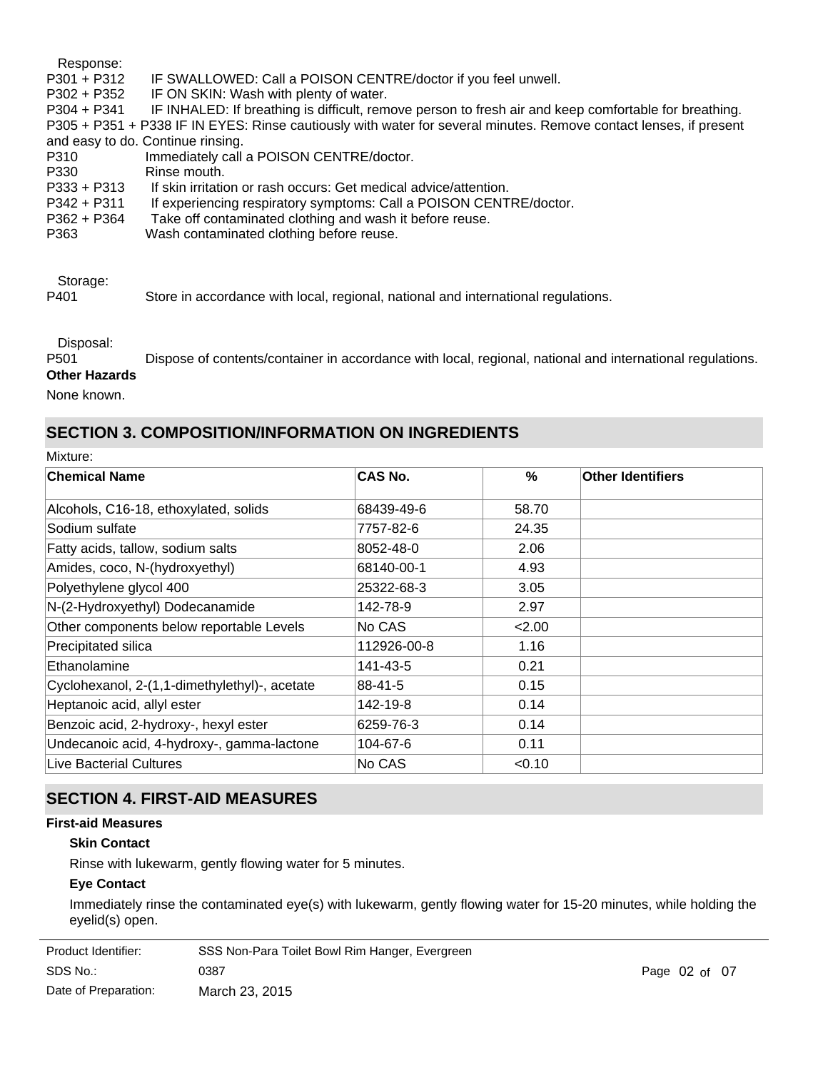Response:

P301 + P312 IF SWALLOWED: Call a POISON CENTRE/doctor if you feel unwell.
P302 + P352 IF ON SKIN: Wash with plenty of water.
P304 + P341 IF INHALED: If breathing is difficult, remove person to fresh air and keep comfortable for breathing.
P305 + P351 + P338 IF IN EYES: Rinse cautiously with water for several minutes. Remove contact lenses, if present and easy to do. Continue rinsing.
P310 Immediately call a POISON CENTRE/doctor.
P330 Rinse mouth.
P333 + P313 If skin irritation or rash occurs: Get medical advice/attention.
P342 + P311 If experiencing respiratory symptoms: Call a POISON CENTRE/doctor.
P362 + P364 Take off contaminated clothing and wash it before reuse.
P363 Wash contaminated clothing before reuse.

Storage:

P401 Store in accordance with local, regional, national and international regulations.

Disposal:

P501 Dispose of contents/container in accordance with local, regional, national and international regulations.

**Other Hazards**

None known.

## SECTION 3. COMPOSITION/INFORMATION ON INGREDIENTS

Mixture:

| Chemical Name | CAS No. | % | Other Identifiers |
|---|---|---|---|
| Alcohols, C16-18, ethoxylated, solids | 68439-49-6 | 58.70 | |
| Sodium sulfate | 7757-82-6 | 24.35 | |
| Fatty acids, tallow, sodium salts | 8052-48-0 | 2.06 | |
| Amides, coco, N-(hydroxyethyl) | 68140-00-1 | 4.93 | |
| Polyethylene glycol 400 | 25322-68-3 | 3.05 | |
| N-(2-Hydroxyethyl) Dodecanamide | 142-78-9 | 2.97 | |
| Other components below reportable Levels | No CAS | <2.00 | |
| Precipitated silica | 112926-00-8 | 1.16 | |
| Ethanolamine | 141-43-5 | 0.21 | |
| Cyclohexanol, 2-(1,1-dimethylethyl)-, acetate | 88-41-5 | 0.15 | |
| Heptanoic acid, allyl ester | 142-19-8 | 0.14 | |
| Benzoic acid, 2-hydroxy-, hexyl ester | 6259-76-3 | 0.14 | |
| Undecanoic acid, 4-hydroxy-, gamma-lactone | 104-67-6 | 0.11 | |
| Live Bacterial Cultures | No CAS | <0.10 | |

## SECTION 4. FIRST-AID MEASURES

**First-aid Measures**

**Skin Contact**

Rinse with lukewarm, gently flowing water for 5 minutes.

**Eye Contact**

Immediately rinse the contaminated eye(s) with lukewarm, gently flowing water for 15-20 minutes, while holding the eyelid(s) open.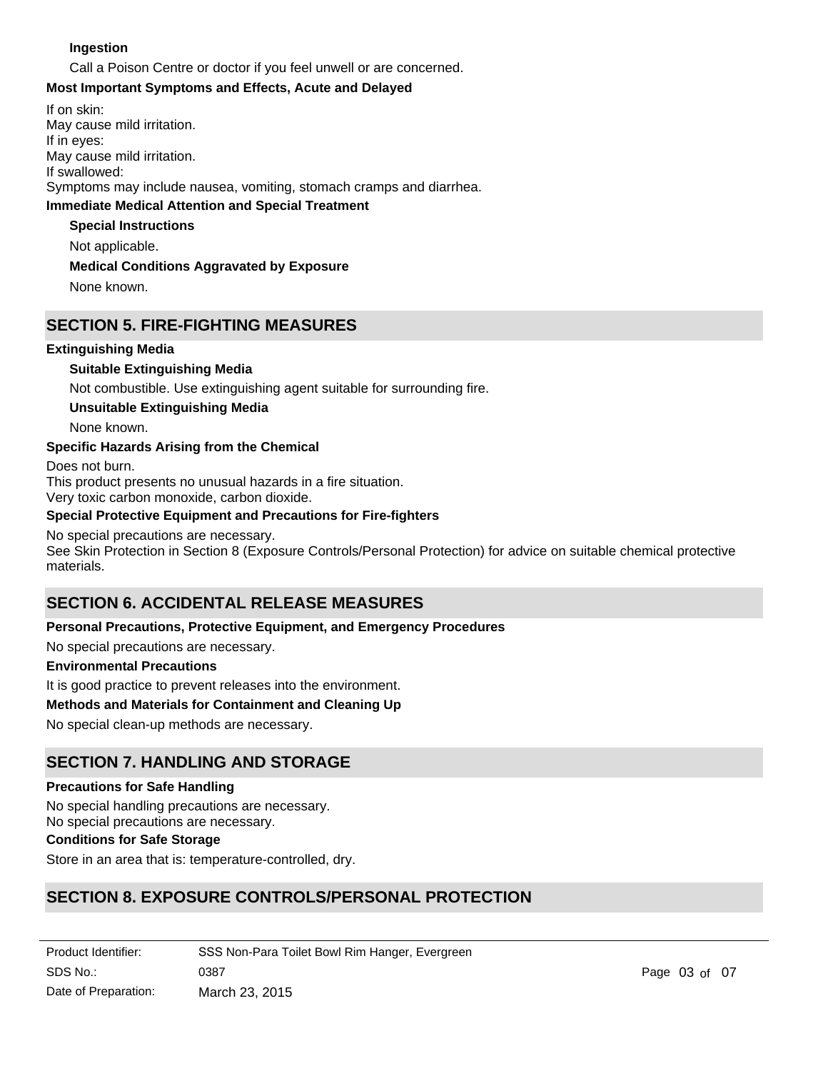#### Ingestion

Call a Poison Centre or doctor if you feel unwell or are concerned.

### Most Important Symptoms and Effects, Acute and Delayed

If on skin:
May cause mild irritation.
If in eyes:
May cause mild irritation.
If swallowed:
Symptoms may include nausea, vomiting, stomach cramps and diarrhea.

### Immediate Medical Attention and Special Treatment

#### Special Instructions

Not applicable.

#### Medical Conditions Aggravated by Exposure

None known.

## SECTION 5. FIRE-FIGHTING MEASURES

### Extinguishing Media

#### Suitable Extinguishing Media

Not combustible. Use extinguishing agent suitable for surrounding fire.

#### Unsuitable Extinguishing Media

None known.

### Specific Hazards Arising from the Chemical

Does not burn.
This product presents no unusual hazards in a fire situation.
Very toxic carbon monoxide, carbon dioxide.

### Special Protective Equipment and Precautions for Fire-fighters

No special precautions are necessary.
See Skin Protection in Section 8 (Exposure Controls/Personal Protection) for advice on suitable chemical protective materials.

## SECTION 6. ACCIDENTAL RELEASE MEASURES

### Personal Precautions, Protective Equipment, and Emergency Procedures

No special precautions are necessary.

### Environmental Precautions

It is good practice to prevent releases into the environment.

### Methods and Materials for Containment and Cleaning Up

No special clean-up methods are necessary.

## SECTION 7. HANDLING AND STORAGE

### Precautions for Safe Handling

No special handling precautions are necessary.
No special precautions are necessary.

### Conditions for Safe Storage

Store in an area that is: temperature-controlled, dry.

## SECTION 8. EXPOSURE CONTROLS/PERSONAL PROTECTION

| | |
|---|---|
| Product Identifier: | SSS Non-Para Toilet Bowl Rim Hanger, Evergreen |
| SDS No.: | 0387 |
| Date of Preparation: | March 23, 2015 |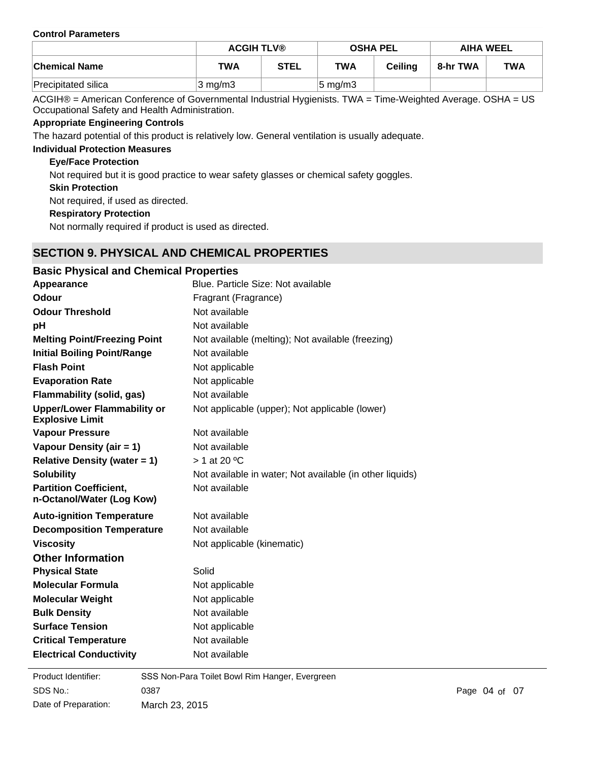**Control Parameters**

| | ACGIH TLV® | | OSHA PEL | | AIHA WEEL | |
|---|---|---|---|---|---|---|
| **Chemical Name** | **TWA** | **STEL** | **TWA** | **Ceiling** | **8-hr TWA** | **TWA** |
| Precipitated silica | 3 mg/m3 | | 5 mg/m3 | | | |

ACGIH® = American Conference of Governmental Industrial Hygienists. TWA = Time-Weighted Average. OSHA = US Occupational Safety and Health Administration.

**Appropriate Engineering Controls**

The hazard potential of this product is relatively low. General ventilation is usually adequate.

**Individual Protection Measures**

**Eye/Face Protection**

Not required but it is good practice to wear safety glasses or chemical safety goggles.

**Skin Protection**

Not required, if used as directed.

**Respiratory Protection**

Not normally required if product is used as directed.

## SECTION 9. PHYSICAL AND CHEMICAL PROPERTIES

### Basic Physical and Chemical Properties

| | |
|---|---|
| **Appearance** | Blue. Particle Size: Not available |
| **Odour** | Fragrant (Fragrance) |
| **Odour Threshold** | Not available |
| **pH** | Not available |
| **Melting Point/Freezing Point** | Not available (melting); Not available (freezing) |
| **Initial Boiling Point/Range** | Not available |
| **Flash Point** | Not applicable |
| **Evaporation Rate** | Not applicable |
| **Flammability (solid, gas)** | Not available |
| **Upper/Lower Flammability or Explosive Limit** | Not applicable (upper); Not applicable (lower) |
| **Vapour Pressure** | Not available |
| **Vapour Density (air = 1)** | Not available |
| **Relative Density (water = 1)** | > 1 at 20 ºC |
| **Solubility** | Not available in water; Not available (in other liquids) |
| **Partition Coefficient, n-Octanol/Water (Log Kow)** | Not available |
| **Auto-ignition Temperature** | Not available |
| **Decomposition Temperature** | Not available |
| **Viscosity** | Not applicable (kinematic) |

### Other Information

| | |
|---|---|
| **Physical State** | Solid |
| **Molecular Formula** | Not applicable |
| **Molecular Weight** | Not applicable |
| **Bulk Density** | Not available |
| **Surface Tension** | Not applicable |
| **Critical Temperature** | Not available |
| **Electrical Conductivity** | Not available |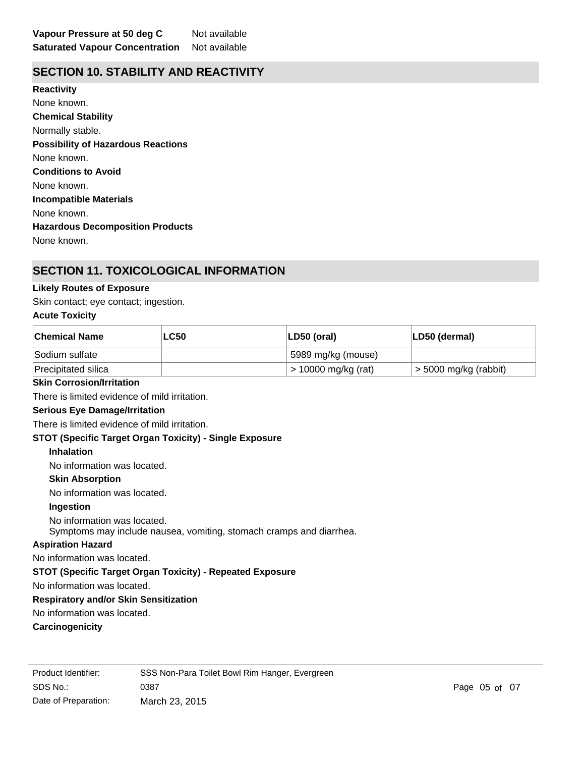**Vapour Pressure at 50 deg C** Not available
**Saturated Vapour Concentration** Not available

## SECTION 10. STABILITY AND REACTIVITY

**Reactivity**

None known.

**Chemical Stability**

Normally stable.

**Possibility of Hazardous Reactions**

None known.

**Conditions to Avoid**

None known.

**Incompatible Materials**

None known.

**Hazardous Decomposition Products**

None known.

## SECTION 11. TOXICOLOGICAL INFORMATION

**Likely Routes of Exposure**

Skin contact; eye contact; ingestion.

**Acute Toxicity**

| Chemical Name | LC50 | LD50 (oral) | LD50 (dermal) |
|---|---|---|---|
| Sodium sulfate | | 5989 mg/kg (mouse) | |
| Precipitated silica | | > 10000 mg/kg (rat) | > 5000 mg/kg (rabbit) |

**Skin Corrosion/Irritation**

There is limited evidence of mild irritation.

**Serious Eye Damage/Irritation**

There is limited evidence of mild irritation.

**STOT (Specific Target Organ Toxicity) - Single Exposure**

**Inhalation**

No information was located.

**Skin Absorption**

No information was located.

**Ingestion**

No information was located.
Symptoms may include nausea, vomiting, stomach cramps and diarrhea.

**Aspiration Hazard**

No information was located.

**STOT (Specific Target Organ Toxicity) - Repeated Exposure**

No information was located.

**Respiratory and/or Skin Sensitization**

No information was located.

**Carcinogenicity**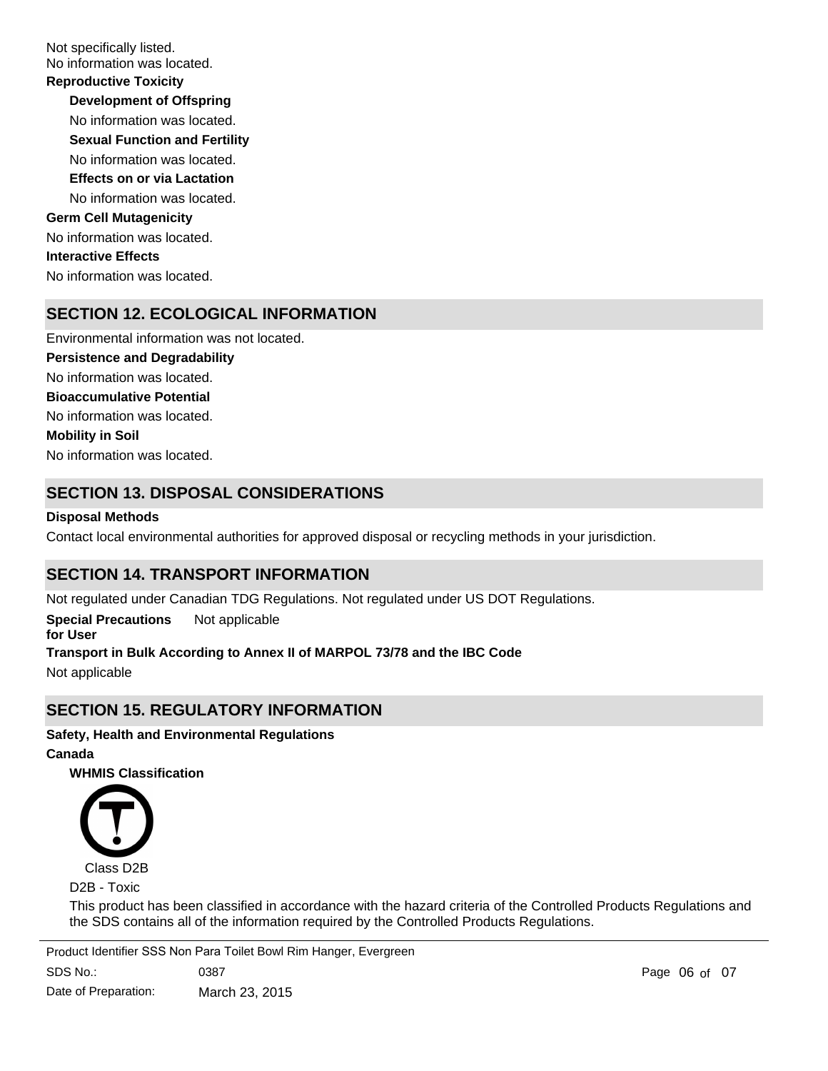Not specifically listed.
No information was located.

**Reproductive Toxicity**

**Development of Offspring**

No information was located.

**Sexual Function and Fertility**

No information was located.

**Effects on or via Lactation**

No information was located.

**Germ Cell Mutagenicity**

No information was located.

**Interactive Effects**

No information was located.

## SECTION 12. ECOLOGICAL INFORMATION

Environmental information was not located.

**Persistence and Degradability**

No information was located.

**Bioaccumulative Potential**

No information was located.

**Mobility in Soil**

No information was located.

## SECTION 13. DISPOSAL CONSIDERATIONS

**Disposal Methods**

Contact local environmental authorities for approved disposal or recycling methods in your jurisdiction.

## SECTION 14. TRANSPORT INFORMATION

Not regulated under Canadian TDG Regulations. Not regulated under US DOT Regulations.

**Special Precautions for User** Not applicable

**Transport in Bulk According to Annex II of MARPOL 73/78 and the IBC Code**

Not applicable

## SECTION 15. REGULATORY INFORMATION

**Safety, Health and Environmental Regulations**

**Canada**

**WHMIS Classification**

Class D2B

D2B - Toxic

This product has been classified in accordance with the hazard criteria of the Controlled Products Regulations and the SDS contains all of the information required by the Controlled Products Regulations.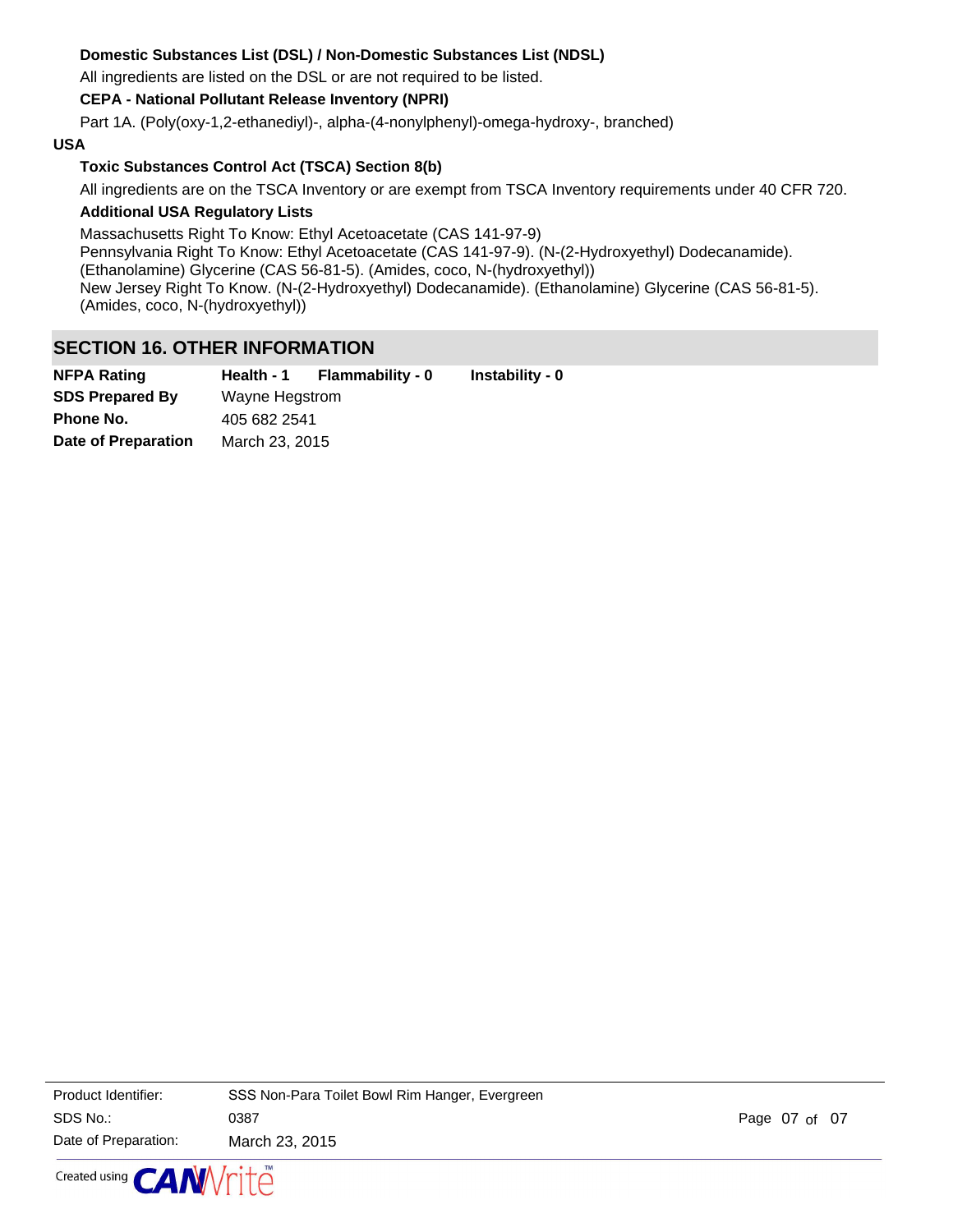**Domestic Substances List (DSL) / Non-Domestic Substances List (NDSL)**

All ingredients are listed on the DSL or are not required to be listed.

**CEPA - National Pollutant Release Inventory (NPRI)**

Part 1A. (Poly(oxy-1,2-ethanediyl)-, alpha-(4-nonylphenyl)-omega-hydroxy-, branched)

**USA**

**Toxic Substances Control Act (TSCA) Section 8(b)**

All ingredients are on the TSCA Inventory or are exempt from TSCA Inventory requirements under 40 CFR 720.

**Additional USA Regulatory Lists**

Massachusetts Right To Know: Ethyl Acetoacetate (CAS 141-97-9)
Pennsylvania Right To Know: Ethyl Acetoacetate (CAS 141-97-9). (N-(2-Hydroxyethyl) Dodecanamide). (Ethanolamine) Glycerine (CAS 56-81-5). (Amides, coco, N-(hydroxyethyl))
New Jersey Right To Know. (N-(2-Hydroxyethyl) Dodecanamide). (Ethanolamine) Glycerine (CAS 56-81-5). (Amides, coco, N-(hydroxyethyl))

## SECTION 16. OTHER INFORMATION

| | | | |
|---|---|---|---|
| **NFPA Rating** | **Health - 1** | **Flammability - 0** | **Instability - 0** |
| **SDS Prepared By** | Wayne Hegstrom | | |
| **Phone No.** | 405 682 2541 | | |
| **Date of Preparation** | March 23, 2015 | | |

Product Identifier: SSS Non-Para Toilet Bowl Rim Hanger, Evergreen
SDS No.: 0387
Date of Preparation: March 23, 2015